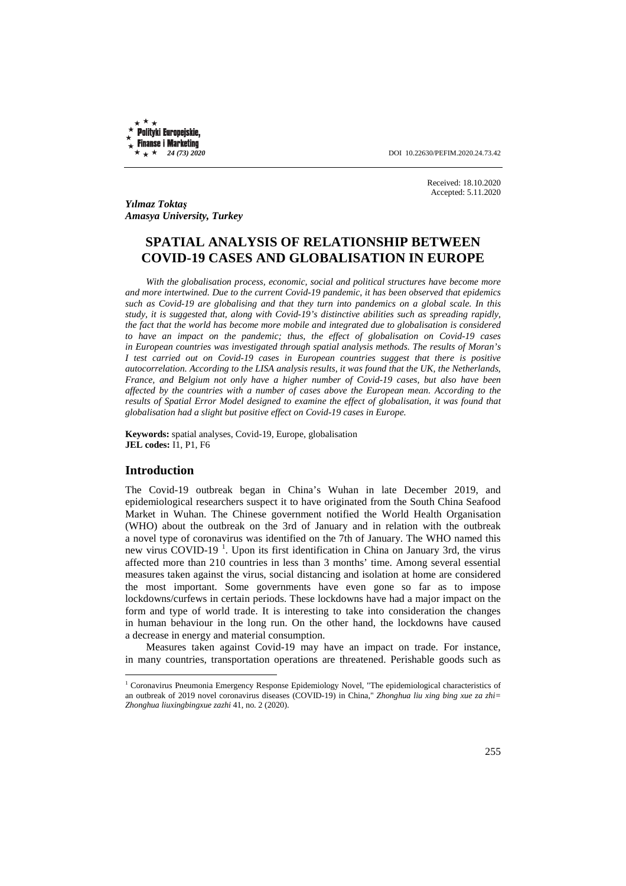Received: 18.10.2020
Accepted: 5.11.2020

***Yılmaz Toktaş***
***Amasya University, Turkey***

# SPATIAL ANALYSIS OF RELATIONSHIP BETWEEN COVID-19 CASES AND GLOBALISATION IN EUROPE

*With the globalisation process, economic, social and political structures have become more and more intertwined. Due to the current Covid-19 pandemic, it has been observed that epidemics such as Covid-19 are globalising and that they turn into pandemics on a global scale. In this study, it is suggested that, along with Covid-19's distinctive abilities such as spreading rapidly, the fact that the world has become more mobile and integrated due to globalisation is considered to have an impact on the pandemic; thus, the effect of globalisation on Covid-19 cases in European countries was investigated through spatial analysis methods. The results of Moran's I test carried out on Covid-19 cases in European countries suggest that there is positive autocorrelation. According to the LISA analysis results, it was found that the UK, the Netherlands, France, and Belgium not only have a higher number of Covid-19 cases, but also have been affected by the countries with a number of cases above the European mean. According to the results of Spatial Error Model designed to examine the effect of globalisation, it was found that globalisation had a slight but positive effect on Covid-19 cases in Europe.*

**Keywords:** spatial analyses, Covid-19, Europe, globalisation
**JEL codes:** I1, P1, F6

## Introduction

The Covid-19 outbreak began in China's Wuhan in late December 2019, and epidemiological researchers suspect it to have originated from the South China Seafood Market in Wuhan. The Chinese government notified the World Health Organisation (WHO) about the outbreak on the 3rd of January and in relation with the outbreak a novel type of coronavirus was identified on the 7th of January. The WHO named this new virus COVID-19 [1]. Upon its first identification in China on January 3rd, the virus affected more than 210 countries in less than 3 months' time. Among several essential measures taken against the virus, social distancing and isolation at home are considered the most important. Some governments have even gone so far as to impose lockdowns/curfews in certain periods. These lockdowns have had a major impact on the form and type of world trade. It is interesting to take into consideration the changes in human behaviour in the long run. On the other hand, the lockdowns have caused a decrease in energy and material consumption.

Measures taken against Covid-19 may have an impact on trade. For instance, in many countries, transportation operations are threatened. Perishable goods such as

[1] Coronavirus Pneumonia Emergency Response Epidemiology Novel, "The epidemiological characteristics of an outbreak of 2019 novel coronavirus diseases (COVID-19) in China," *Zhonghua liu xing bing xue za zhi= Zhonghua liuxingbingxue zazhi* 41, no. 2 (2020).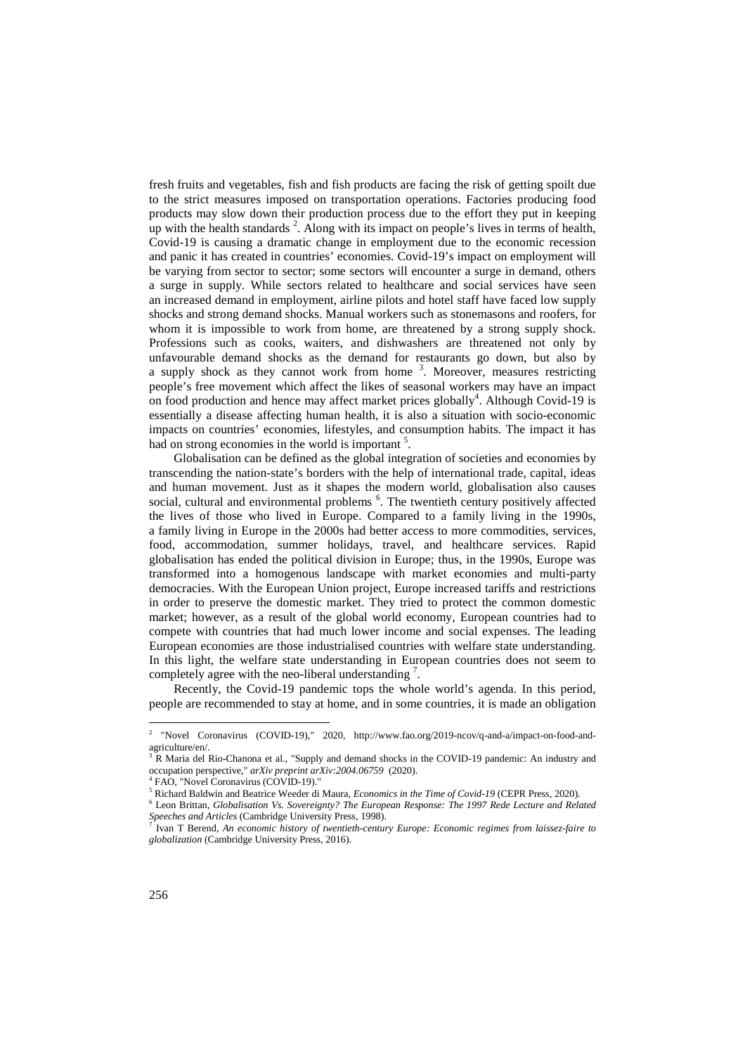fresh fruits and vegetables, fish and fish products are facing the risk of getting spoilt due to the strict measures imposed on transportation operations. Factories producing food products may slow down their production process due to the effort they put in keeping up with the health standards [2]. Along with its impact on people's lives in terms of health, Covid-19 is causing a dramatic change in employment due to the economic recession and panic it has created in countries' economies. Covid-19's impact on employment will be varying from sector to sector; some sectors will encounter a surge in demand, others a surge in supply. While sectors related to healthcare and social services have seen an increased demand in employment, airline pilots and hotel staff have faced low supply shocks and strong demand shocks. Manual workers such as stonemasons and roofers, for whom it is impossible to work from home, are threatened by a strong supply shock. Professions such as cooks, waiters, and dishwashers are threatened not only by unfavourable demand shocks as the demand for restaurants go down, but also by a supply shock as they cannot work from home [3]. Moreover, measures restricting people's free movement which affect the likes of seasonal workers may have an impact on food production and hence may affect market prices globally[4]. Although Covid-19 is essentially a disease affecting human health, it is also a situation with socio-economic impacts on countries' economies, lifestyles, and consumption habits. The impact it has had on strong economies in the world is important [5].

Globalisation can be defined as the global integration of societies and economies by transcending the nation-state's borders with the help of international trade, capital, ideas and human movement. Just as it shapes the modern world, globalisation also causes social, cultural and environmental problems [6]. The twentieth century positively affected the lives of those who lived in Europe. Compared to a family living in the 1990s, a family living in Europe in the 2000s had better access to more commodities, services, food, accommodation, summer holidays, travel, and healthcare services. Rapid globalisation has ended the political division in Europe; thus, in the 1990s, Europe was transformed into a homogenous landscape with market economies and multi-party democracies. With the European Union project, Europe increased tariffs and restrictions in order to preserve the domestic market. They tried to protect the common domestic market; however, as a result of the global world economy, European countries had to compete with countries that had much lower income and social expenses. The leading European economies are those industrialised countries with welfare state understanding. In this light, the welfare state understanding in European countries does not seem to completely agree with the neo-liberal understanding [7].

Recently, the Covid-19 pandemic tops the whole world's agenda. In this period, people are recommended to stay at home, and in some countries, it is made an obligation

---

[2] "Novel Coronavirus (COVID-19)," 2020, http://www.fao.org/2019-ncov/q-and-a/impact-on-food-and-agriculture/en/.

[3] R Maria del Rio-Chanona et al., "Supply and demand shocks in the COVID-19 pandemic: An industry and occupation perspective," *arXiv preprint arXiv:2004.06759* (2020).

[4] FAO, "Novel Coronavirus (COVID-19)."

[5] Richard Baldwin and Beatrice Weeder di Maura, *Economics in the Time of Covid-19* (CEPR Press, 2020).

[6] Leon Brittan, *Globalisation Vs. Sovereignty? The European Response: The 1997 Rede Lecture and Related Speeches and Articles* (Cambridge University Press, 1998).

[7] Ivan T Berend, *An economic history of twentieth-century Europe: Economic regimes from laissez-faire to globalization* (Cambridge University Press, 2016).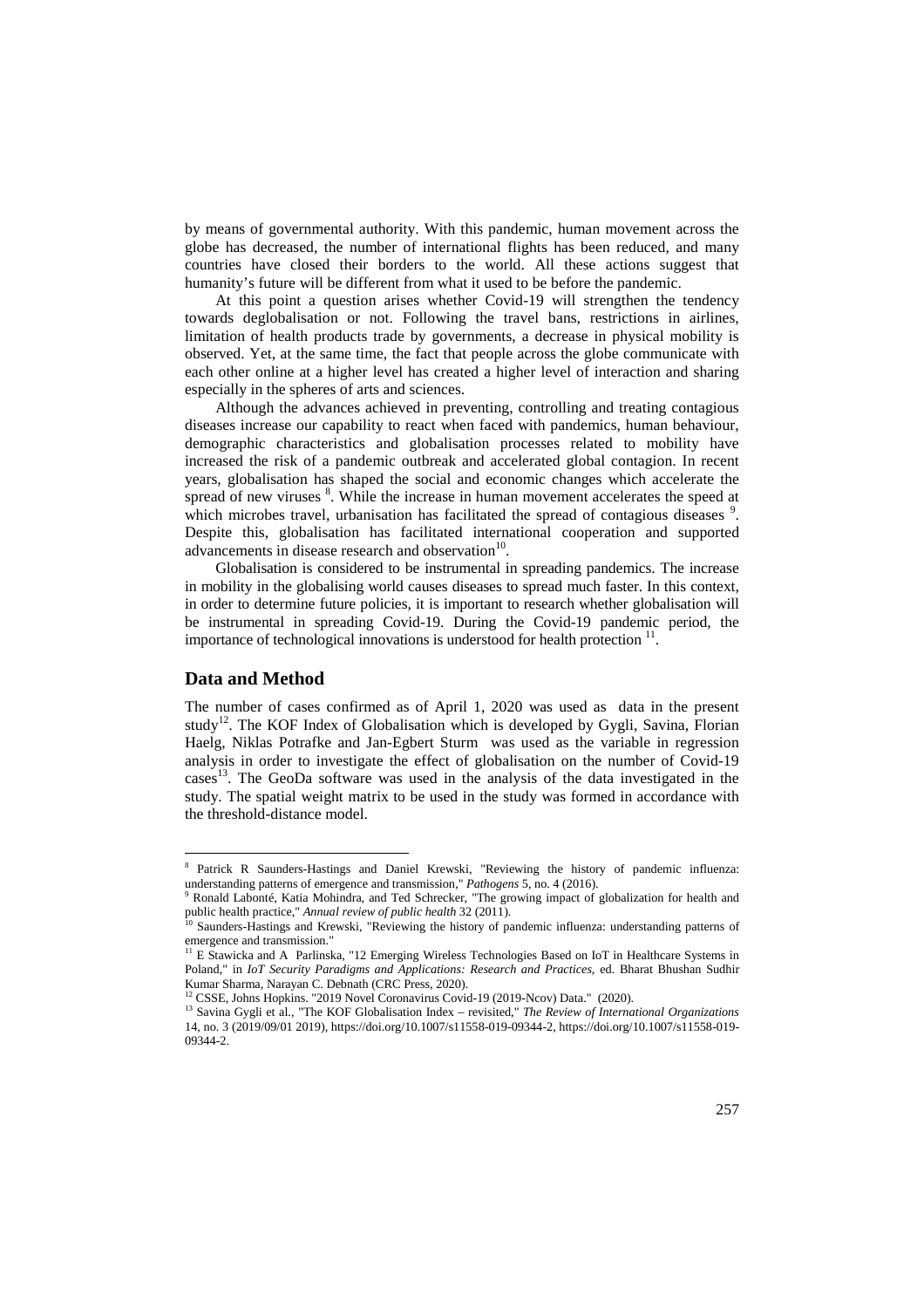by means of governmental authority. With this pandemic, human movement across the globe has decreased, the number of international flights has been reduced, and many countries have closed their borders to the world. All these actions suggest that humanity's future will be different from what it used to be before the pandemic.

At this point a question arises whether Covid-19 will strengthen the tendency towards deglobalisation or not. Following the travel bans, restrictions in airlines, limitation of health products trade by governments, a decrease in physical mobility is observed. Yet, at the same time, the fact that people across the globe communicate with each other online at a higher level has created a higher level of interaction and sharing especially in the spheres of arts and sciences.

Although the advances achieved in preventing, controlling and treating contagious diseases increase our capability to react when faced with pandemics, human behaviour, demographic characteristics and globalisation processes related to mobility have increased the risk of a pandemic outbreak and accelerated global contagion. In recent years, globalisation has shaped the social and economic changes which accelerate the spread of new viruses [8]. While the increase in human movement accelerates the speed at which microbes travel, urbanisation has facilitated the spread of contagious diseases [9]. Despite this, globalisation has facilitated international cooperation and supported advancements in disease research and observation[10].

Globalisation is considered to be instrumental in spreading pandemics. The increase in mobility in the globalising world causes diseases to spread much faster. In this context, in order to determine future policies, it is important to research whether globalisation will be instrumental in spreading Covid-19. During the Covid-19 pandemic period, the importance of technological innovations is understood for health protection [11].

## Data and Method

The number of cases confirmed as of April 1, 2020 was used as data in the present study[12]. The KOF Index of Globalisation which is developed by Gygli, Savina, Florian Haelg, Niklas Potrafke and Jan-Egbert Sturm was used as the variable in regression analysis in order to investigate the effect of globalisation on the number of Covid-19 cases[13]. The GeoDa software was used in the analysis of the data investigated in the study. The spatial weight matrix to be used in the study was formed in accordance with the threshold-distance model.

---

[8] Patrick R Saunders-Hastings and Daniel Krewski, "Reviewing the history of pandemic influenza: understanding patterns of emergence and transmission," *Pathogens* 5, no. 4 (2016).

[9] Ronald Labonté, Katia Mohindra, and Ted Schrecker, "The growing impact of globalization for health and public health practice," *Annual review of public health* 32 (2011).

[10] Saunders-Hastings and Krewski, "Reviewing the history of pandemic influenza: understanding patterns of emergence and transmission."

[11] E Stawicka and A Parlinska, "12 Emerging Wireless Technologies Based on IoT in Healthcare Systems in Poland," in *IoT Security Paradigms and Applications: Research and Practices*, ed. Bharat Bhushan Sudhir Kumar Sharma, Narayan C. Debnath (CRC Press, 2020).

[12] CSSE, Johns Hopkins. "2019 Novel Coronavirus Covid-19 (2019-Ncov) Data." (2020).

[13] Savina Gygli et al., "The KOF Globalisation Index – revisited," *The Review of International Organizations* 14, no. 3 (2019/09/01 2019), https://doi.org/10.1007/s11558-019-09344-2, https://doi.org/10.1007/s11558-019-09344-2.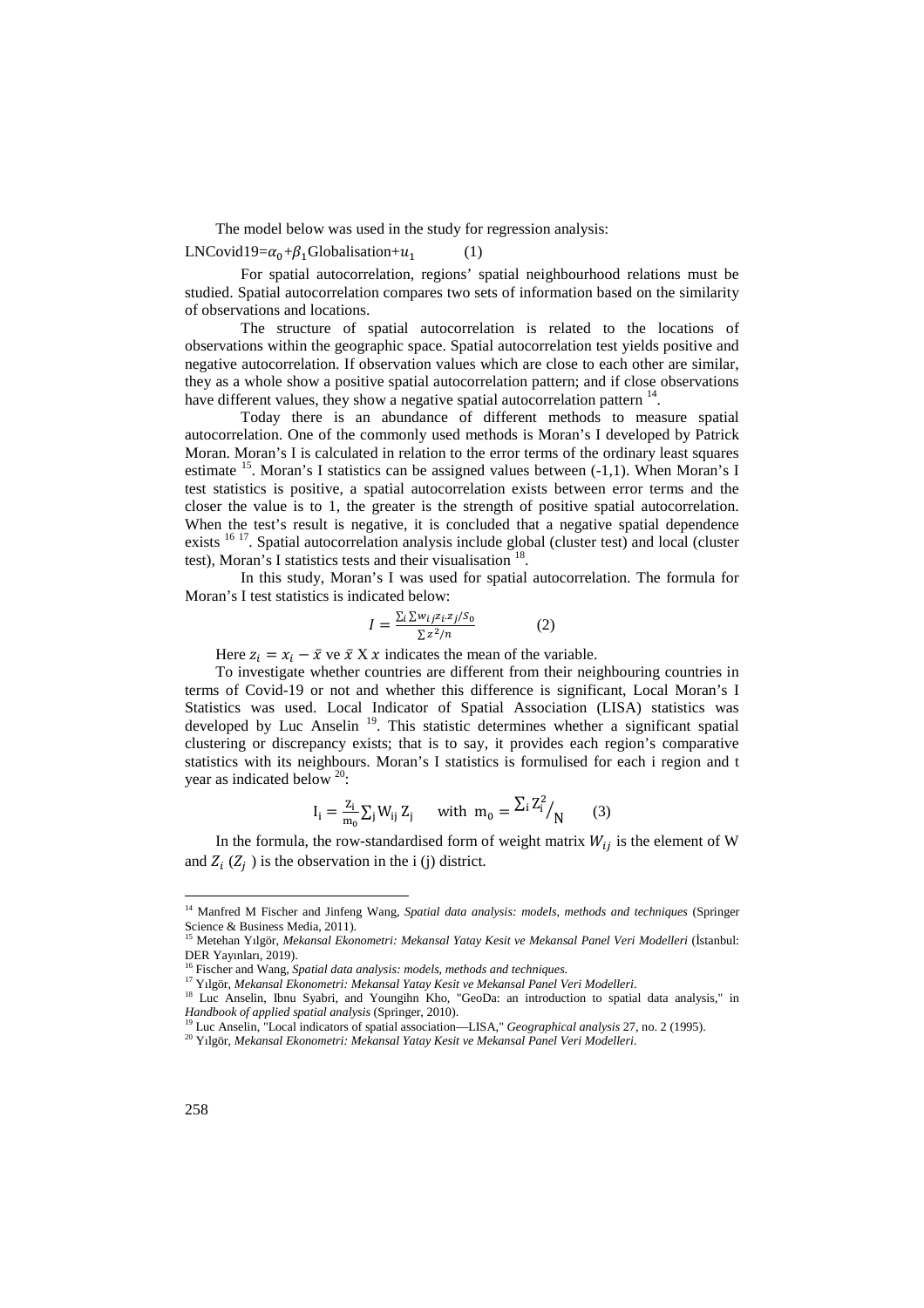The model below was used in the study for regression analysis:

LNCovid19= $\alpha_0$ + $\beta_1$ Globalisation+ $u_1$ (1)

For spatial autocorrelation, regions' spatial neighbourhood relations must be studied. Spatial autocorrelation compares two sets of information based on the similarity of observations and locations.

The structure of spatial autocorrelation is related to the locations of observations within the geographic space. Spatial autocorrelation test yields positive and negative autocorrelation. If observation values which are close to each other are similar, they as a whole show a positive spatial autocorrelation pattern; and if close observations have different values, they show a negative spatial autocorrelation pattern [14].

Today there is an abundance of different methods to measure spatial autocorrelation. One of the commonly used methods is Moran's I developed by Patrick Moran. Moran's I is calculated in relation to the error terms of the ordinary least squares estimate [15]. Moran's I statistics can be assigned values between (-1,1). When Moran's I test statistics is positive, a spatial autocorrelation exists between error terms and the closer the value is to 1, the greater is the strength of positive spatial autocorrelation. When the test's result is negative, it is concluded that a negative spatial dependence exists [16] [17]. Spatial autocorrelation analysis include global (cluster test) and local (cluster test), Moran's I statistics tests and their visualisation [18].

In this study, Moran's I was used for spatial autocorrelation. The formula for Moran's I test statistics is indicated below:

$$I = \frac{\sum_i \sum w_{ij} z_i . z_j / S_0}{\sum z^2 / n} \qquad (2)$$

Here $z_i = x_i - \bar{x}$ ve $\bar{x}$ X $x$ indicates the mean of the variable.

To investigate whether countries are different from their neighbouring countries in terms of Covid-19 or not and whether this difference is significant, Local Moran's I Statistics was used. Local Indicator of Spatial Association (LISA) statistics was developed by Luc Anselin [19]. This statistic determines whether a significant spatial clustering or discrepancy exists; that is to say, it provides each region's comparative statistics with its neighbours. Moran's I statistics is formulised for each i region and t year as indicated below [20]:

$$I_i = \frac{z_i}{m_0} \sum_j W_{ij} Z_j \quad \text{with} \quad m_0 = \sum_i Z_i^2 / N \qquad (3)$$

In the formula, the row-standardised form of weight matrix $W_{ij}$ is the element of W and $Z_i$ ($Z_j$) is the observation in the i (j) district.

---

[14] Manfred M Fischer and Jinfeng Wang, *Spatial data analysis: models, methods and techniques* (Springer Science & Business Media, 2011).

[15] Metehan Yılgör, *Mekansal Ekonometri: Mekansal Yatay Kesit ve Mekansal Panel Veri Modelleri* (İstanbul: DER Yayınları, 2019).

[16] Fischer and Wang, *Spatial data analysis: models, methods and techniques.*

[17] Yılgör, *Mekansal Ekonometri: Mekansal Yatay Kesit ve Mekansal Panel Veri Modelleri.*

[18] Luc Anselin, Ibnu Syabri, and Youngihn Kho, "GeoDa: an introduction to spatial data analysis," in *Handbook of applied spatial analysis* (Springer, 2010).

[19] Luc Anselin, "Local indicators of spatial association—LISA," *Geographical analysis* 27, no. 2 (1995).

[20] Yılgör, *Mekansal Ekonometri: Mekansal Yatay Kesit ve Mekansal Panel Veri Modelleri.*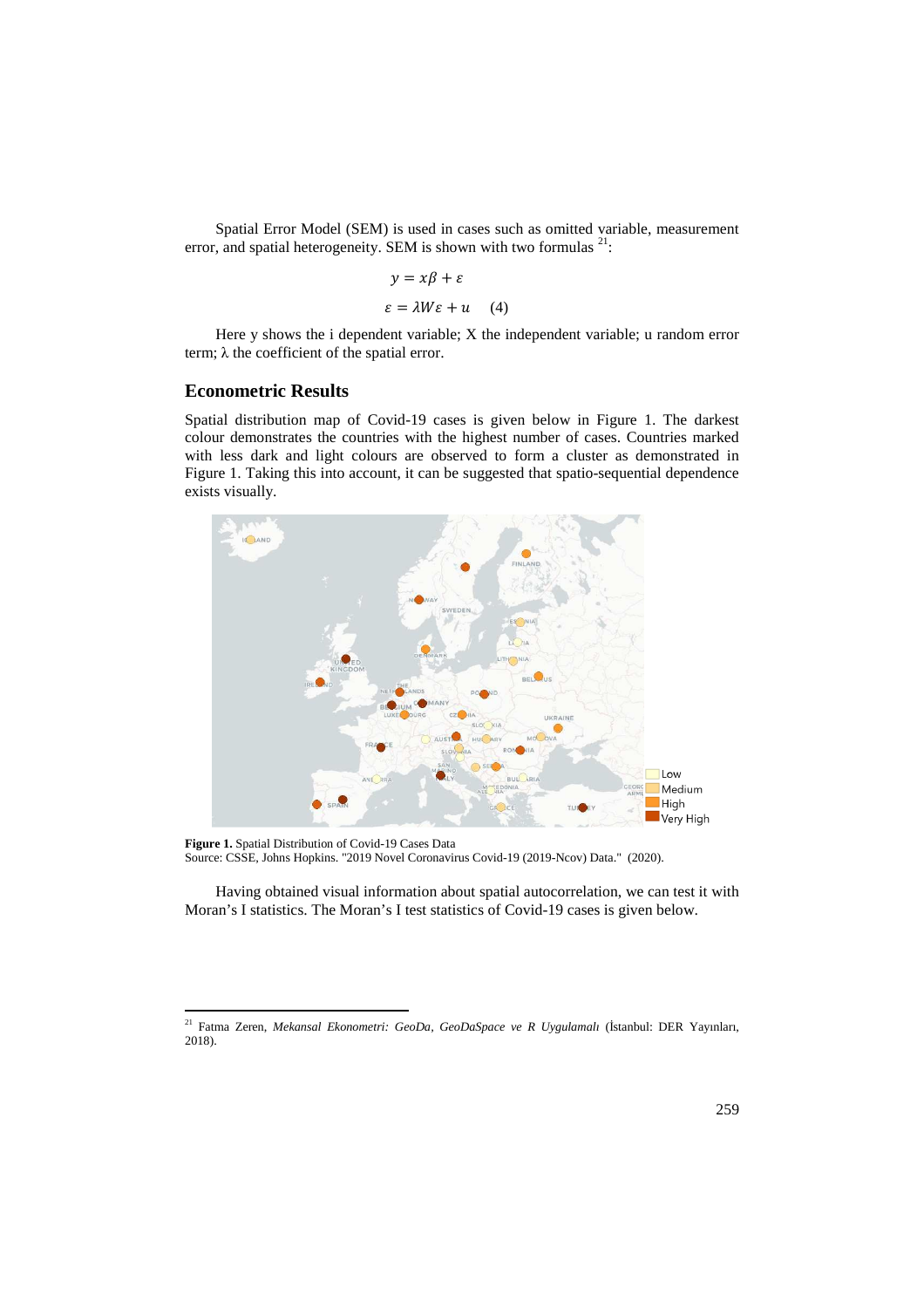Spatial Error Model (SEM) is used in cases such as omitted variable, measurement error, and spatial heterogeneity. SEM is shown with two formulas [21]:

$$y = x\beta + \varepsilon$$

$$\varepsilon = \lambda W \varepsilon + u \quad (4)$$

Here y shows the i dependent variable; X the independent variable; u random error term; λ the coefficient of the spatial error.

## Econometric Results

Spatial distribution map of Covid-19 cases is given below in Figure 1. The darkest colour demonstrates the countries with the highest number of cases. Countries marked with less dark and light colours are observed to form a cluster as demonstrated in Figure 1. Taking this into account, it can be suggested that spatio-sequential dependence exists visually.

**Figure 1.** Spatial Distribution of Covid-19 Cases Data
Source: CSSE, Johns Hopkins. "2019 Novel Coronavirus Covid-19 (2019-Ncov) Data." (2020).

Having obtained visual information about spatial autocorrelation, we can test it with Moran's I statistics. The Moran's I test statistics of Covid-19 cases is given below.

[21] Fatma Zeren, *Mekansal Ekonometri: GeoDa, GeoDaSpace ve R Uygulamalı* (İstanbul: DER Yayınları, 2018).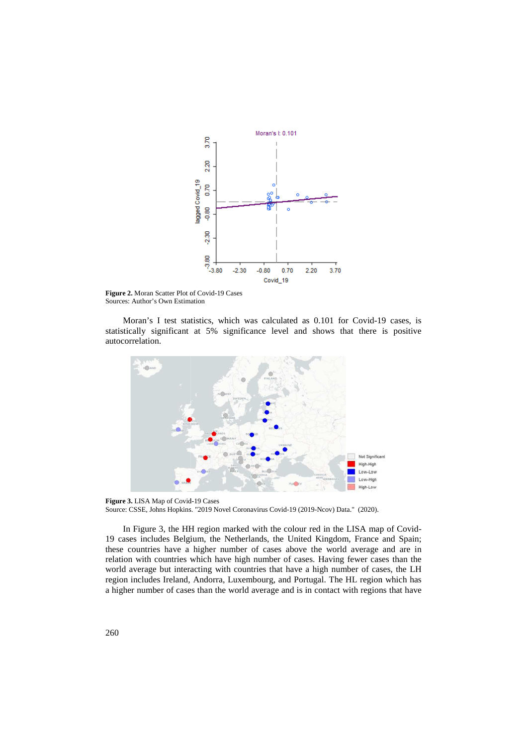**Figure 2.** Moran Scatter Plot of Covid-19 Cases
Sources: Author's Own Estimation

Moran's I test statistics, which was calculated as 0.101 for Covid-19 cases, is statistically significant at 5% significance level and shows that there is positive autocorrelation.

**Figure 3.** LISA Map of Covid-19 Cases
Source: CSSE, Johns Hopkins. "2019 Novel Coronavirus Covid-19 (2019-Ncov) Data." (2020).

In Figure 3, the HH region marked with the colour red in the LISA map of Covid-19 cases includes Belgium, the Netherlands, the United Kingdom, France and Spain; these countries have a higher number of cases above the world average and are in relation with countries which have high number of cases. Having fewer cases than the world average but interacting with countries that have a high number of cases, the LH region includes Ireland, Andorra, Luxembourg, and Portugal. The HL region which has a higher number of cases than the world average and is in contact with regions that have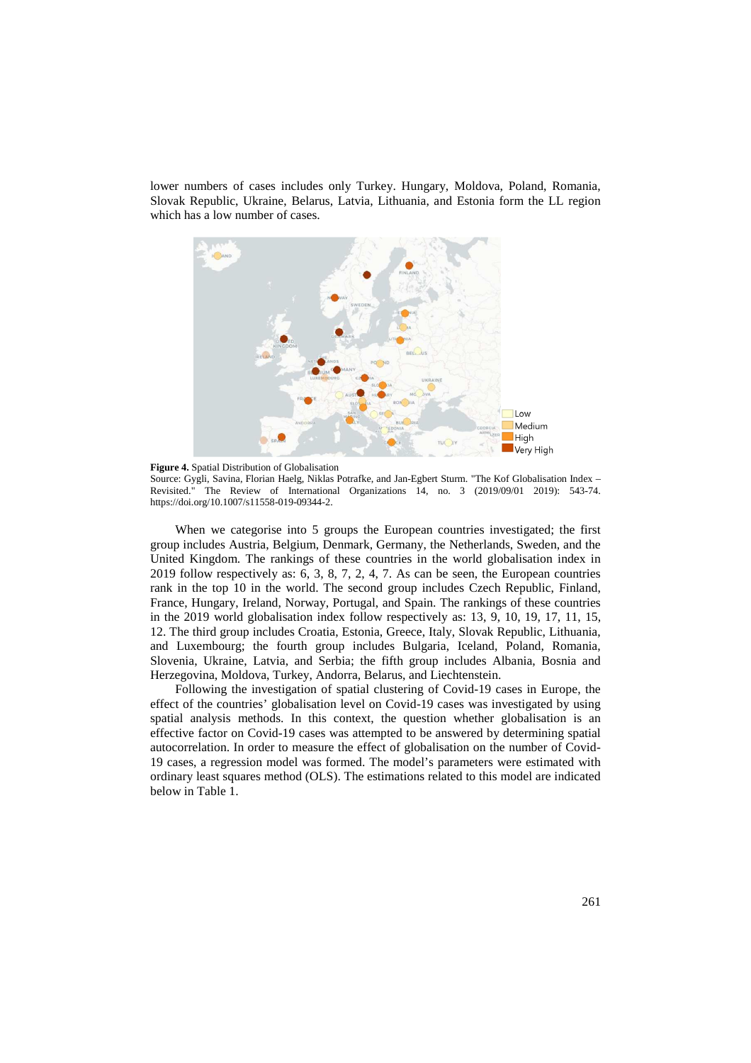lower numbers of cases includes only Turkey. Hungary, Moldova, Poland, Romania, Slovak Republic, Ukraine, Belarus, Latvia, Lithuania, and Estonia form the LL region which has a low number of cases.

**Figure 4.** Spatial Distribution of Globalisation

Source: Gygli, Savina, Florian Haelg, Niklas Potrafke, and Jan-Egbert Sturm. "The Kof Globalisation Index – Revisited." The Review of International Organizations 14, no. 3 (2019/09/01 2019): 543-74. https://doi.org/10.1007/s11558-019-09344-2.

When we categorise into 5 groups the European countries investigated; the first group includes Austria, Belgium, Denmark, Germany, the Netherlands, Sweden, and the United Kingdom. The rankings of these countries in the world globalisation index in 2019 follow respectively as: 6, 3, 8, 7, 2, 4, 7. As can be seen, the European countries rank in the top 10 in the world. The second group includes Czech Republic, Finland, France, Hungary, Ireland, Norway, Portugal, and Spain. The rankings of these countries in the 2019 world globalisation index follow respectively as: 13, 9, 10, 19, 17, 11, 15, 12. The third group includes Croatia, Estonia, Greece, Italy, Slovak Republic, Lithuania, and Luxembourg; the fourth group includes Bulgaria, Iceland, Poland, Romania, Slovenia, Ukraine, Latvia, and Serbia; the fifth group includes Albania, Bosnia and Herzegovina, Moldova, Turkey, Andorra, Belarus, and Liechtenstein.

Following the investigation of spatial clustering of Covid-19 cases in Europe, the effect of the countries' globalisation level on Covid-19 cases was investigated by using spatial analysis methods. In this context, the question whether globalisation is an effective factor on Covid-19 cases was attempted to be answered by determining spatial autocorrelation. In order to measure the effect of globalisation on the number of Covid-19 cases, a regression model was formed. The model's parameters were estimated with ordinary least squares method (OLS). The estimations related to this model are indicated below in Table 1.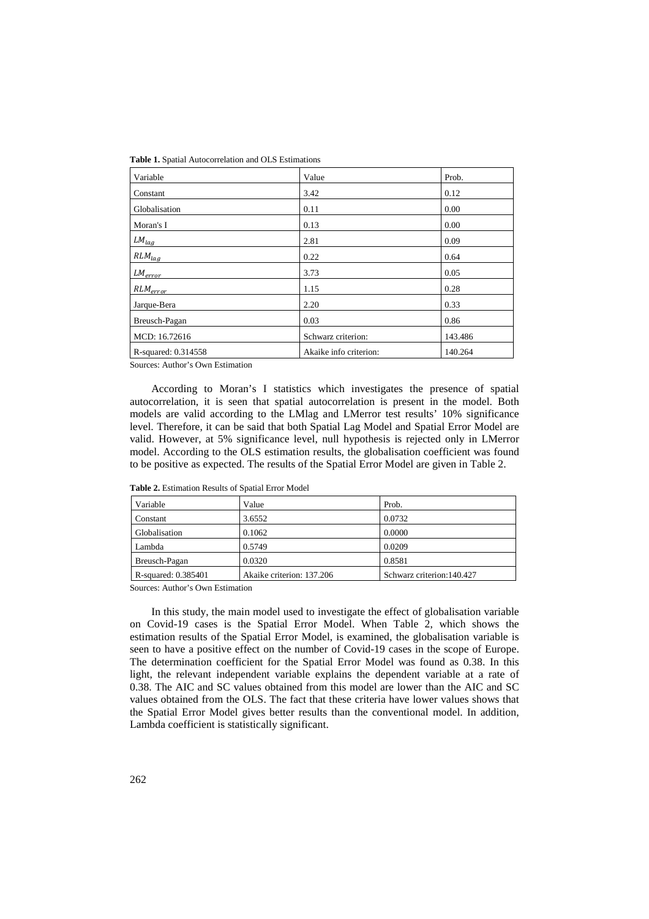**Table 1.** Spatial Autocorrelation and OLS Estimations

| Variable | Value | Prob. |
|---|---|---|
| Constant | 3.42 | 0.12 |
| Globalisation | 0.11 | 0.00 |
| Moran's I | 0.13 | 0.00 |
| $LM_{lag}$ | 2.81 | 0.09 |
| $RLM_{lag}$ | 0.22 | 0.64 |
| $LM_{error}$ | 3.73 | 0.05 |
| $RLM_{error}$ | 1.15 | 0.28 |
| Jarque-Bera | 2.20 | 0.33 |
| Breusch-Pagan | 0.03 | 0.86 |
| MCD: 16.72616 | Schwarz criterion: | 143.486 |
| R-squared: 0.314558 | Akaike info criterion: | 140.264 |

Sources: Author's Own Estimation

According to Moran's I statistics which investigates the presence of spatial autocorrelation, it is seen that spatial autocorrelation is present in the model. Both models are valid according to the LMlag and LMerror test results' 10% significance level. Therefore, it can be said that both Spatial Lag Model and Spatial Error Model are valid. However, at 5% significance level, null hypothesis is rejected only in LMerror model. According to the OLS estimation results, the globalisation coefficient was found to be positive as expected. The results of the Spatial Error Model are given in Table 2.

**Table 2.** Estimation Results of Spatial Error Model

| Variable | Value | Prob. |
|---|---|---|
| Constant | 3.6552 | 0.0732 |
| Globalisation | 0.1062 | 0.0000 |
| Lambda | 0.5749 | 0.0209 |
| Breusch-Pagan | 0.0320 | 0.8581 |
| R-squared: 0.385401 | Akaike criterion: 137.206 | Schwarz criterion:140.427 |

Sources: Author's Own Estimation

In this study, the main model used to investigate the effect of globalisation variable on Covid-19 cases is the Spatial Error Model. When Table 2, which shows the estimation results of the Spatial Error Model, is examined, the globalisation variable is seen to have a positive effect on the number of Covid-19 cases in the scope of Europe. The determination coefficient for the Spatial Error Model was found as 0.38. In this light, the relevant independent variable explains the dependent variable at a rate of 0.38. The AIC and SC values obtained from this model are lower than the AIC and SC values obtained from the OLS. The fact that these criteria have lower values shows that the Spatial Error Model gives better results than the conventional model. In addition, Lambda coefficient is statistically significant.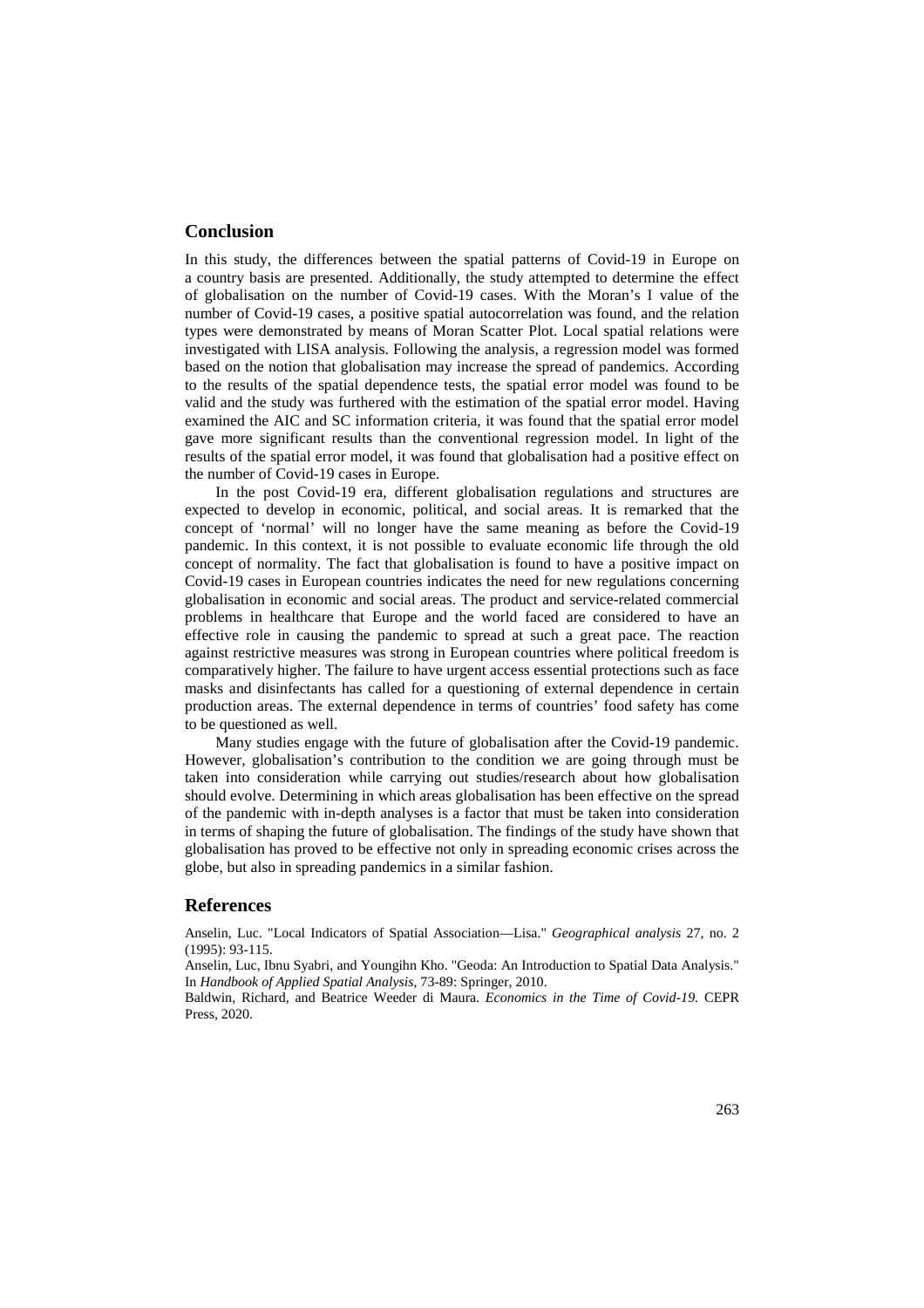## Conclusion

In this study, the differences between the spatial patterns of Covid-19 in Europe on a country basis are presented. Additionally, the study attempted to determine the effect of globalisation on the number of Covid-19 cases. With the Moran's I value of the number of Covid-19 cases, a positive spatial autocorrelation was found, and the relation types were demonstrated by means of Moran Scatter Plot. Local spatial relations were investigated with LISA analysis. Following the analysis, a regression model was formed based on the notion that globalisation may increase the spread of pandemics. According to the results of the spatial dependence tests, the spatial error model was found to be valid and the study was furthered with the estimation of the spatial error model. Having examined the AIC and SC information criteria, it was found that the spatial error model gave more significant results than the conventional regression model. In light of the results of the spatial error model, it was found that globalisation had a positive effect on the number of Covid-19 cases in Europe.

In the post Covid-19 era, different globalisation regulations and structures are expected to develop in economic, political, and social areas. It is remarked that the concept of 'normal' will no longer have the same meaning as before the Covid-19 pandemic. In this context, it is not possible to evaluate economic life through the old concept of normality. The fact that globalisation is found to have a positive impact on Covid-19 cases in European countries indicates the need for new regulations concerning globalisation in economic and social areas. The product and service-related commercial problems in healthcare that Europe and the world faced are considered to have an effective role in causing the pandemic to spread at such a great pace. The reaction against restrictive measures was strong in European countries where political freedom is comparatively higher. The failure to have urgent access essential protections such as face masks and disinfectants has called for a questioning of external dependence in certain production areas. The external dependence in terms of countries' food safety has come to be questioned as well.

Many studies engage with the future of globalisation after the Covid-19 pandemic. However, globalisation's contribution to the condition we are going through must be taken into consideration while carrying out studies/research about how globalisation should evolve. Determining in which areas globalisation has been effective on the spread of the pandemic with in-depth analyses is a factor that must be taken into consideration in terms of shaping the future of globalisation. The findings of the study have shown that globalisation has proved to be effective not only in spreading economic crises across the globe, but also in spreading pandemics in a similar fashion.

## References

Anselin, Luc. "Local Indicators of Spatial Association—Lisa." *Geographical analysis* 27, no. 2 (1995): 93-115.

Anselin, Luc, Ibnu Syabri, and Youngihn Kho. "Geoda: An Introduction to Spatial Data Analysis." In *Handbook of Applied Spatial Analysis*, 73-89: Springer, 2010.

Baldwin, Richard, and Beatrice Weeder di Maura. *Economics in the Time of Covid-19.* CEPR Press, 2020.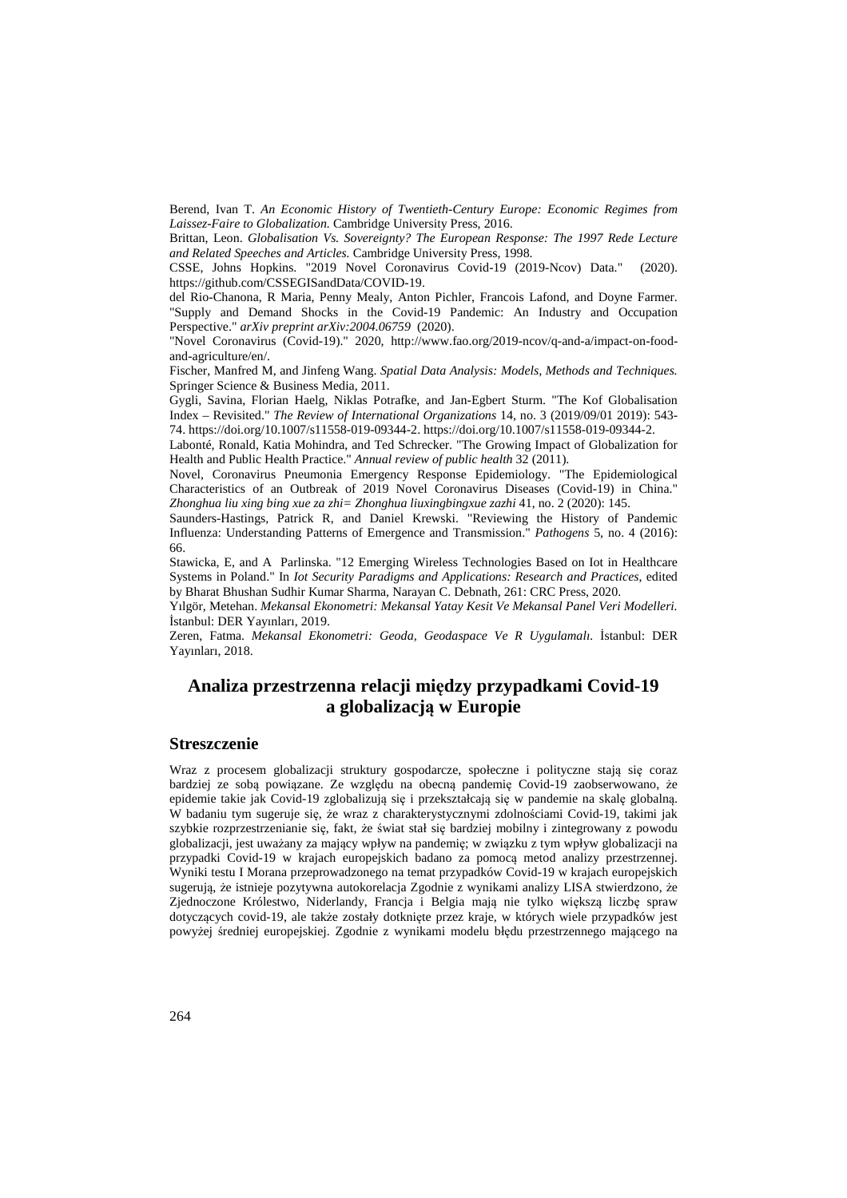Berend, Ivan T. *An Economic History of Twentieth-Century Europe: Economic Regimes from Laissez-Faire to Globalization.* Cambridge University Press, 2016.

Brittan, Leon. *Globalisation Vs. Sovereignty? The European Response: The 1997 Rede Lecture and Related Speeches and Articles.* Cambridge University Press, 1998.

CSSE, Johns Hopkins. "2019 Novel Coronavirus Covid-19 (2019-Ncov) Data." (2020). https://github.com/CSSEGISandData/COVID-19.

del Rio-Chanona, R Maria, Penny Mealy, Anton Pichler, Francois Lafond, and Doyne Farmer. "Supply and Demand Shocks in the Covid-19 Pandemic: An Industry and Occupation Perspective." *arXiv preprint arXiv:2004.06759* (2020).

"Novel Coronavirus (Covid-19)." 2020, http://www.fao.org/2019-ncov/q-and-a/impact-on-food-and-agriculture/en/.

Fischer, Manfred M, and Jinfeng Wang. *Spatial Data Analysis: Models, Methods and Techniques.* Springer Science & Business Media, 2011.

Gygli, Savina, Florian Haelg, Niklas Potrafke, and Jan-Egbert Sturm. "The Kof Globalisation Index – Revisited." *The Review of International Organizations* 14, no. 3 (2019/09/01 2019): 543-74. https://doi.org/10.1007/s11558-019-09344-2. https://doi.org/10.1007/s11558-019-09344-2.

Labonté, Ronald, Katia Mohindra, and Ted Schrecker. "The Growing Impact of Globalization for Health and Public Health Practice." *Annual review of public health* 32 (2011).

Novel, Coronavirus Pneumonia Emergency Response Epidemiology. "The Epidemiological Characteristics of an Outbreak of 2019 Novel Coronavirus Diseases (Covid-19) in China." *Zhonghua liu xing bing xue za zhi= Zhonghua liuxingbingxue zazhi* 41, no. 2 (2020): 145.

Saunders-Hastings, Patrick R, and Daniel Krewski. "Reviewing the History of Pandemic Influenza: Understanding Patterns of Emergence and Transmission." *Pathogens* 5, no. 4 (2016): 66.

Stawicka, E, and A Parlinska. "12 Emerging Wireless Technologies Based on Iot in Healthcare Systems in Poland." In *Iot Security Paradigms and Applications: Research and Practices*, edited by Bharat Bhushan Sudhir Kumar Sharma, Narayan C. Debnath, 261: CRC Press, 2020.

Yılgör, Metehan. *Mekansal Ekonometri: Mekansal Yatay Kesit Ve Mekansal Panel Veri Modelleri.* İstanbul: DER Yayınları, 2019.

Zeren, Fatma. *Mekansal Ekonometri: Geoda, Geodaspace Ve R Uygulamalı.* İstanbul: DER Yayınları, 2018.

# Analiza przestrzenna relacji między przypadkami Covid-19 a globalizacją w Europie

## Streszczenie

Wraz z procesem globalizacji struktury gospodarcze, społeczne i polityczne stają się coraz bardziej ze sobą powiązane. Ze względu na obecną pandemię Covid-19 zaobserwowano, że epidemie takie jak Covid-19 zglobalizują się i przekształcają się w pandemie na skalę globalną. W badaniu tym sugeruje się, że wraz z charakterystycznymi zdolnościami Covid-19, takimi jak szybkie rozprzestrzenianie się, fakt, że świat stał się bardziej mobilny i zintegrowany z powodu globalizacji, jest uważany za mający wpływ na pandemię; w związku z tym wpływ globalizacji na przypadki Covid-19 w krajach europejskich badano za pomocą metod analizy przestrzennej. Wyniki testu I Morana przeprowadzonego na temat przypadków Covid-19 w krajach europejskich sugerują, że istnieje pozytywna autokorelacja Zgodnie z wynikami analizy LISA stwierdzono, że Zjednoczone Królestwo, Niderlandy, Francja i Belgia mają nie tylko większą liczbę spraw dotyczących covid-19, ale także zostały dotknięte przez kraje, w których wiele przypadków jest powyżej średniej europejskiej. Zgodnie z wynikami modelu błędu przestrzennego mającego na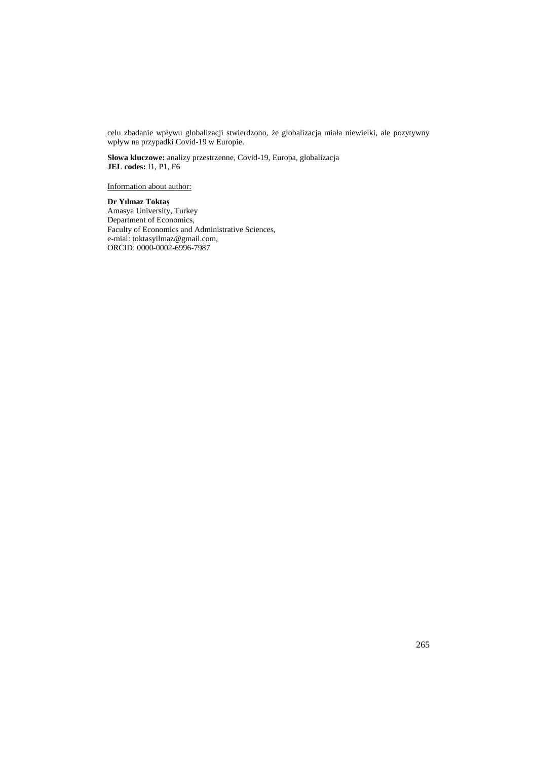celu zbadanie wpływu globalizacji stwierdzono, że globalizacja miała niewielki, ale pozytywny wpływ na przypadki Covid-19 w Europie.

**Słowa kluczowe:** analizy przestrzenne, Covid-19, Europa, globalizacja
**JEL codes:** I1, P1, F6

Information about author:

**Dr Yılmaz Toktaş**
Amasya University, Turkey
Department of Economics,
Faculty of Economics and Administrative Sciences,
e-mial: toktasyilmaz@gmail.com,
ORCID: 0000-0002-6996-7987